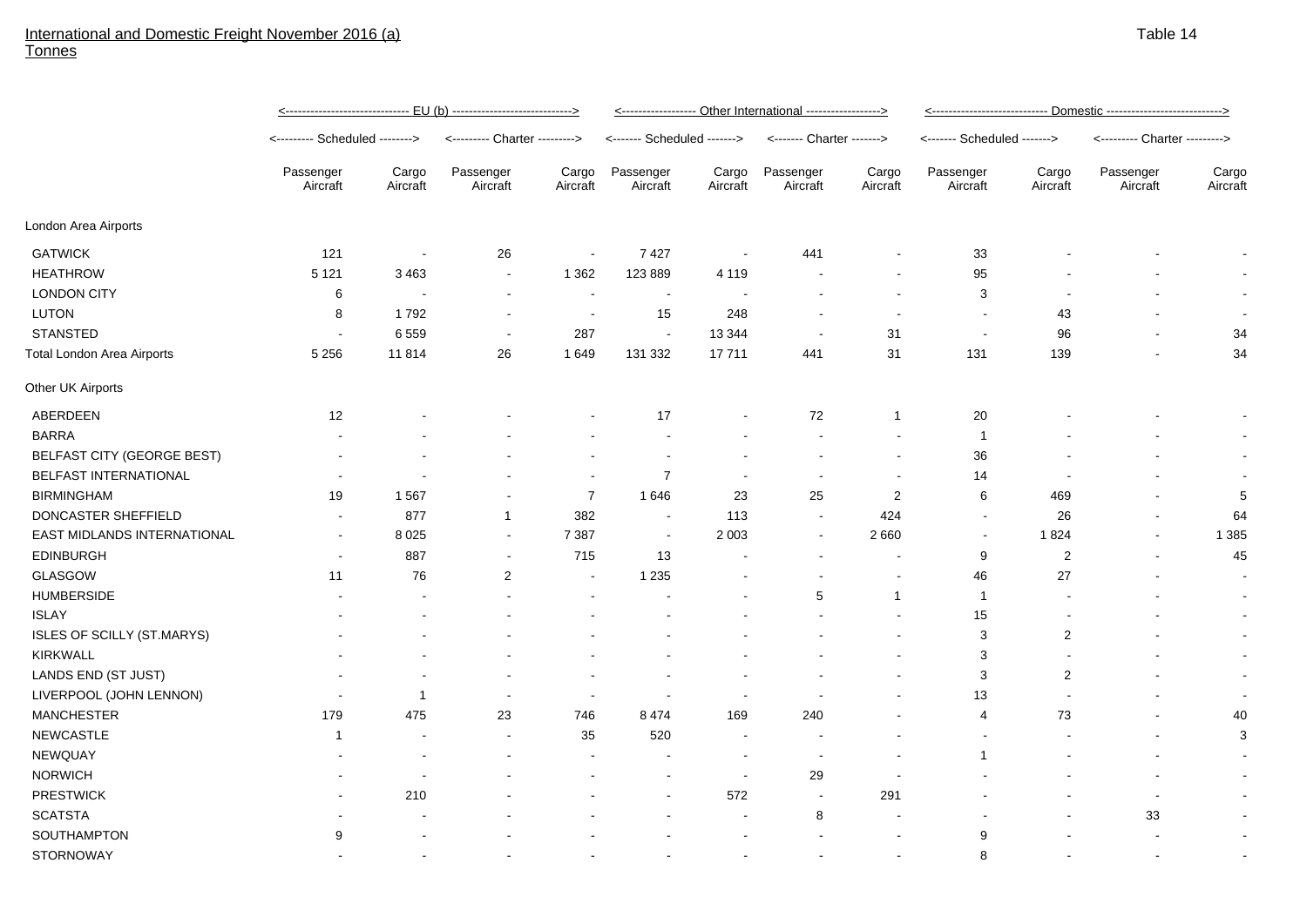International and Domestic Freight November 2016 (a)
Tonnes

Table 14

| | EU (b) | | | | Other International | | | | Domestic | | | |
|---|---|---|---|---|---|---|---|---|---|---|---|---|
| | Scheduled | | Charter | | Scheduled | | Charter | | Scheduled | | Charter | |
| | Passenger Aircraft | Cargo Aircraft | Passenger Aircraft | Cargo Aircraft | Passenger Aircraft | Cargo Aircraft | Passenger Aircraft | Cargo Aircraft | Passenger Aircraft | Cargo Aircraft | Passenger Aircraft | Cargo Aircraft |
| London Area Airports | | | | | | | | | | | | |
| GATWICK | 121 | - | 26 | - | 7 427 | - | 441 | - | 33 | - | - | - |
| HEATHROW | 5 121 | 3 463 | - | 1 362 | 123 889 | 4 119 | - | - | 95 | - | - | - |
| LONDON CITY | 6 | - | - | - | - | - | - | - | 3 | - | - | - |
| LUTON | 8 | 1 792 | - | - | 15 | 248 | - | - | - | 43 | - | - |
| STANSTED | - | 6 559 | - | 287 | - | 13 344 | - | 31 | - | 96 | - | 34 |
| Total London Area Airports | 5 256 | 11 814 | 26 | 1 649 | 131 332 | 17 711 | 441 | 31 | 131 | 139 | - | 34 |
| Other UK Airports | | | | | | | | | | | | |
| ABERDEEN | 12 | - | - | - | 17 | - | 72 | 1 | 20 | - | - | - |
| BARRA | - | - | - | - | - | - | - | - | 1 | - | - | - |
| BELFAST CITY (GEORGE BEST) | - | - | - | - | - | - | - | - | 36 | - | - | - |
| BELFAST INTERNATIONAL | - | - | - | - | 7 | - | - | - | 14 | - | - | - |
| BIRMINGHAM | 19 | 1 567 | - | 7 | 1 646 | 23 | 25 | 2 | 6 | 469 | - | 5 |
| DONCASTER SHEFFIELD | - | 877 | 1 | 382 | - | 113 | - | 424 | - | 26 | - | 64 |
| EAST MIDLANDS INTERNATIONAL | - | 8 025 | - | 7 387 | - | 2 003 | - | 2 660 | - | 1 824 | - | 1 385 |
| EDINBURGH | - | 887 | - | 715 | 13 | - | - | - | 9 | 2 | - | 45 |
| GLASGOW | 11 | 76 | 2 | - | 1 235 | - | - | - | 46 | 27 | - | - |
| HUMBERSIDE | - | - | - | - | - | - | 5 | 1 | 1 | - | - | - |
| ISLAY | - | - | - | - | - | - | - | - | 15 | - | - | - |
| ISLES OF SCILLY (ST.MARYS) | - | - | - | - | - | - | - | - | 3 | 2 | - | - |
| KIRKWALL | - | - | - | - | - | - | - | - | 3 | - | - | - |
| LANDS END (ST JUST) | - | - | - | - | - | - | - | - | 3 | 2 | - | - |
| LIVERPOOL (JOHN LENNON) | - | 1 | - | - | - | - | - | - | 13 | - | - | - |
| MANCHESTER | 179 | 475 | 23 | 746 | 8 474 | 169 | 240 | - | 4 | 73 | - | 40 |
| NEWCASTLE | 1 | - | - | 35 | 520 | - | - | - | - | - | - | 3 |
| NEWQUAY | - | - | - | - | - | - | - | - | 1 | - | - | - |
| NORWICH | - | - | - | - | - | - | 29 | - | - | - | - | - |
| PRESTWICK | - | 210 | - | - | - | 572 | - | 291 | - | - | - | - |
| SCATSTA | - | - | - | - | - | - | 8 | - | - | - | 33 | - |
| SOUTHAMPTON | 9 | - | - | - | - | - | - | - | 9 | - | - | - |
| STORNOWAY | - | - | - | - | - | - | - | - | 8 | - | - | - |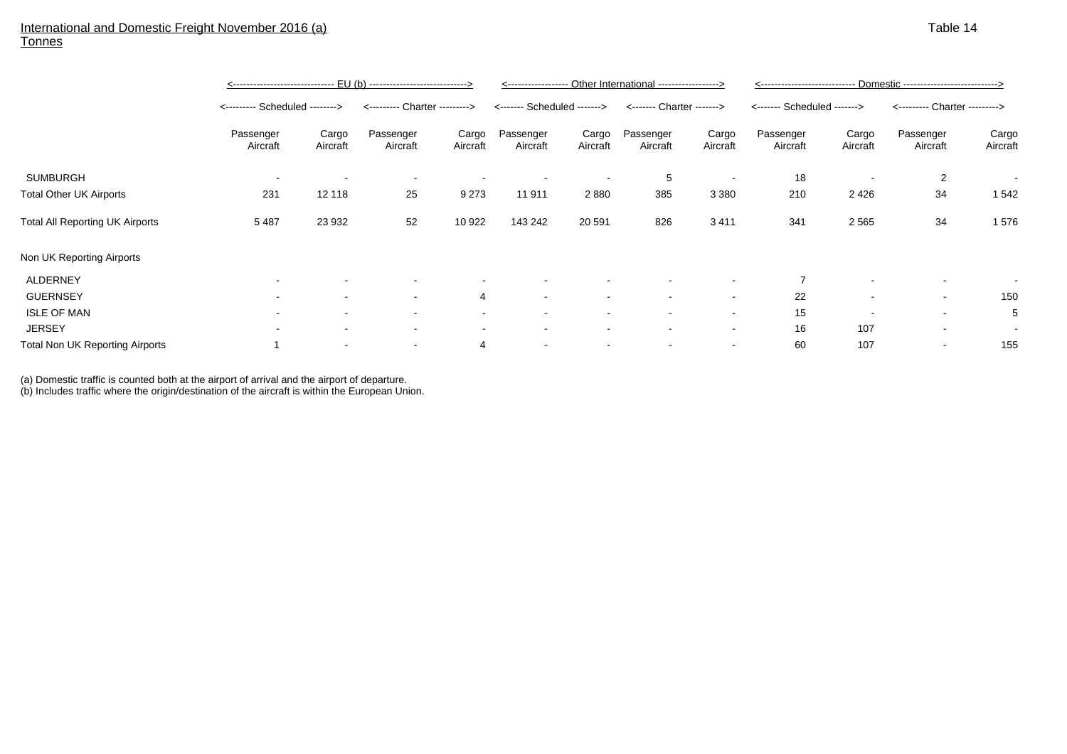International and Domestic Freight November 2016 (a)
Tonnes

Table 14

| | EU (b) | | | | Other International | | | | Domestic | | | |
|---|---|---|---|---|---|---|---|---|---|---|---|---|
| | Scheduled | | Charter | | Scheduled | | Charter | | Scheduled | | Charter | |
| | Passenger Aircraft | Cargo Aircraft | Passenger Aircraft | Cargo Aircraft | Passenger Aircraft | Cargo Aircraft | Passenger Aircraft | Cargo Aircraft | Passenger Aircraft | Cargo Aircraft | Passenger Aircraft | Cargo Aircraft |
| SUMBURGH | - | - | - | - | - | - | 5 | - | 18 | - | 2 | - |
| Total Other UK Airports | 231 | 12 118 | 25 | 9 273 | 11 911 | 2 880 | 385 | 3 380 | 210 | 2 426 | 34 | 1 542 |
| Total All Reporting UK Airports | 5 487 | 23 932 | 52 | 10 922 | 143 242 | 20 591 | 826 | 3 411 | 341 | 2 565 | 34 | 1 576 |
| Non UK Reporting Airports | | | | | | | | | | | | |
| ALDERNEY | - | - | - | - | - | - | - | - | 7 | - | - | - |
| GUERNSEY | - | - | - | 4 | - | - | - | - | 22 | - | - | 150 |
| ISLE OF MAN | - | - | - | - | - | - | - | - | 15 | - | - | 5 |
| JERSEY | - | - | - | - | - | - | - | - | 16 | 107 | - | - |
| Total Non UK Reporting Airports | 1 | - | - | 4 | - | - | - | - | 60 | 107 | - | 155 |

(a) Domestic traffic is counted both at the airport of arrival and the airport of departure.
(b) Includes traffic where the origin/destination of the aircraft is within the European Union.